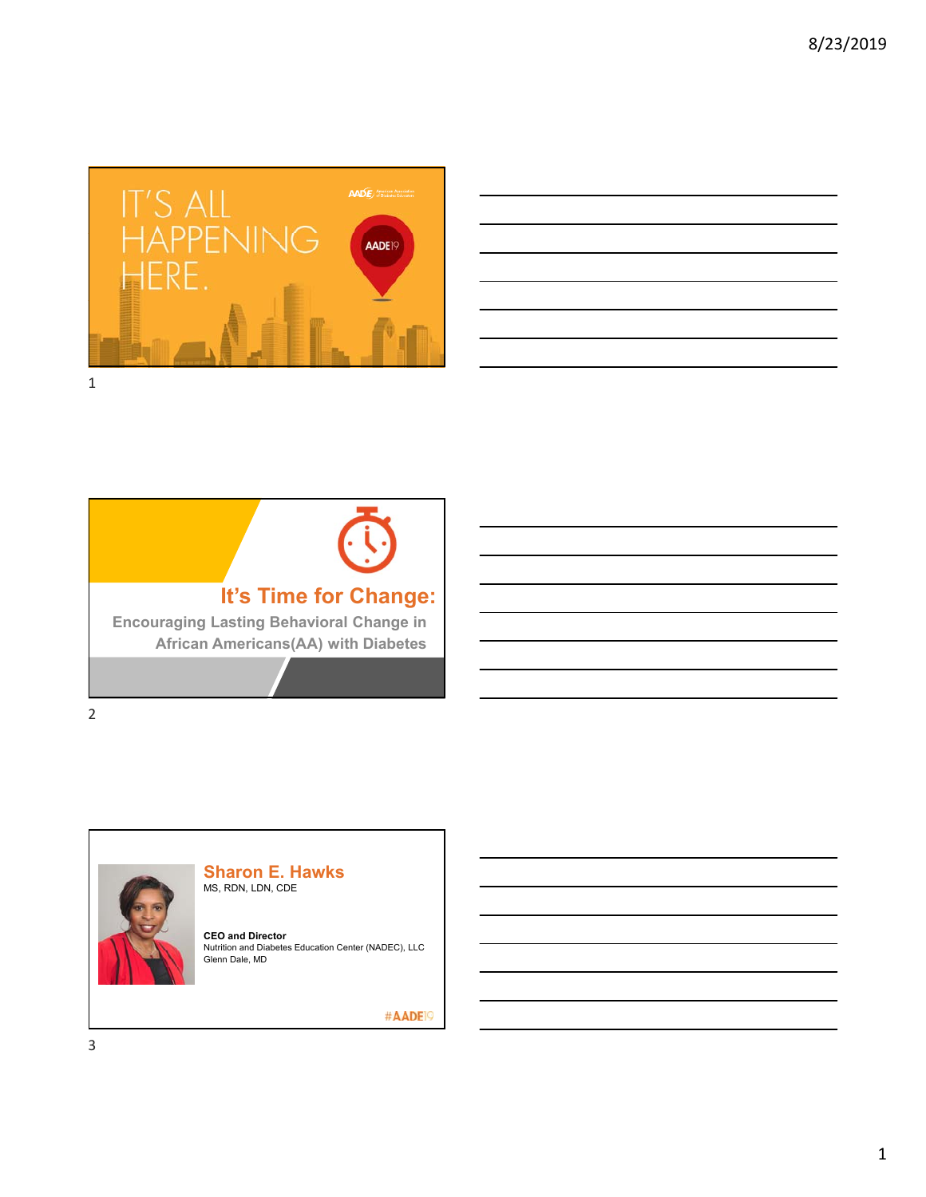IT'S ALL HAPPENING HERE.

AADE19

## It's Time for Change:

Encouraging Lasting Behavioral Change in African Americans(AA) with Diabetes

### Sharon E. Hawks

MS, RDN, LDN, CDE

**CEO and Director**
Nutrition and Diabetes Education Center (NADEC), LLC
Glenn Dale, MD

#AADE19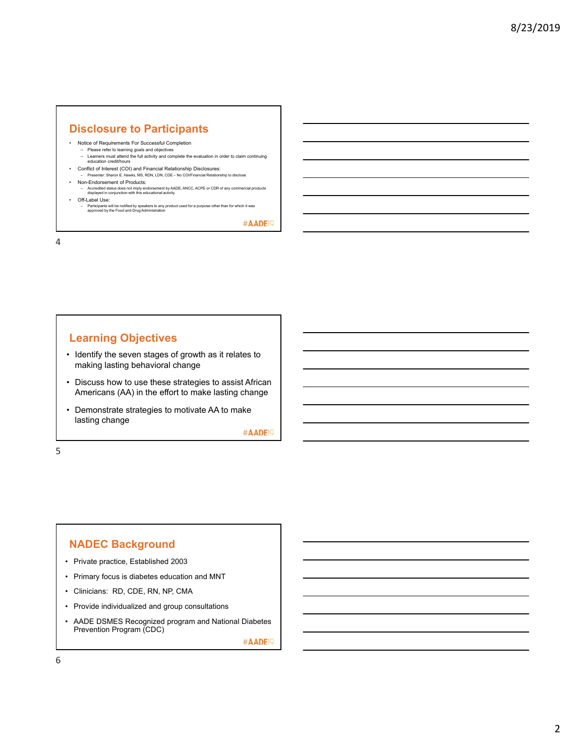## Disclosure to Participants

- Notice of Requirements For Successful Completion
  - Please refer to learning goals and objectives
  - Learners must attend the full activity and complete the evaluation in order to claim continuing education credit/hours
- Conflict of Interest (COI) and Financial Relationship Disclosures:
  - Presenter: Sharon E. Hawks, MS, RDN, LDN, CDE – No COI/Financial Relationship to disclose
- Non-Endorsement of Products:
  - Accredited status does not imply endorsement by AADE, ANCC, ACPE or CDR of any commercial products displayed in conjunction with this educational activity
- Off-Label Use:
  - Participants will be notified by speakers to any product used for a purpose other than for which it was approved by the Food and Drug Administration

#AADE19

## Learning Objectives

- Identify the seven stages of growth as it relates to making lasting behavioral change
- Discuss how to use these strategies to assist African Americans (AA) in the effort to make lasting change
- Demonstrate strategies to motivate AA to make lasting change

#AADE19

## NADEC Background

- Private practice, Established 2003
- Primary focus is diabetes education and MNT
- Clinicians: RD, CDE, RN, NP, CMA
- Provide individualized and group consultations
- AADE DSMES Recognized program and National Diabetes Prevention Program (CDC)

#AADE19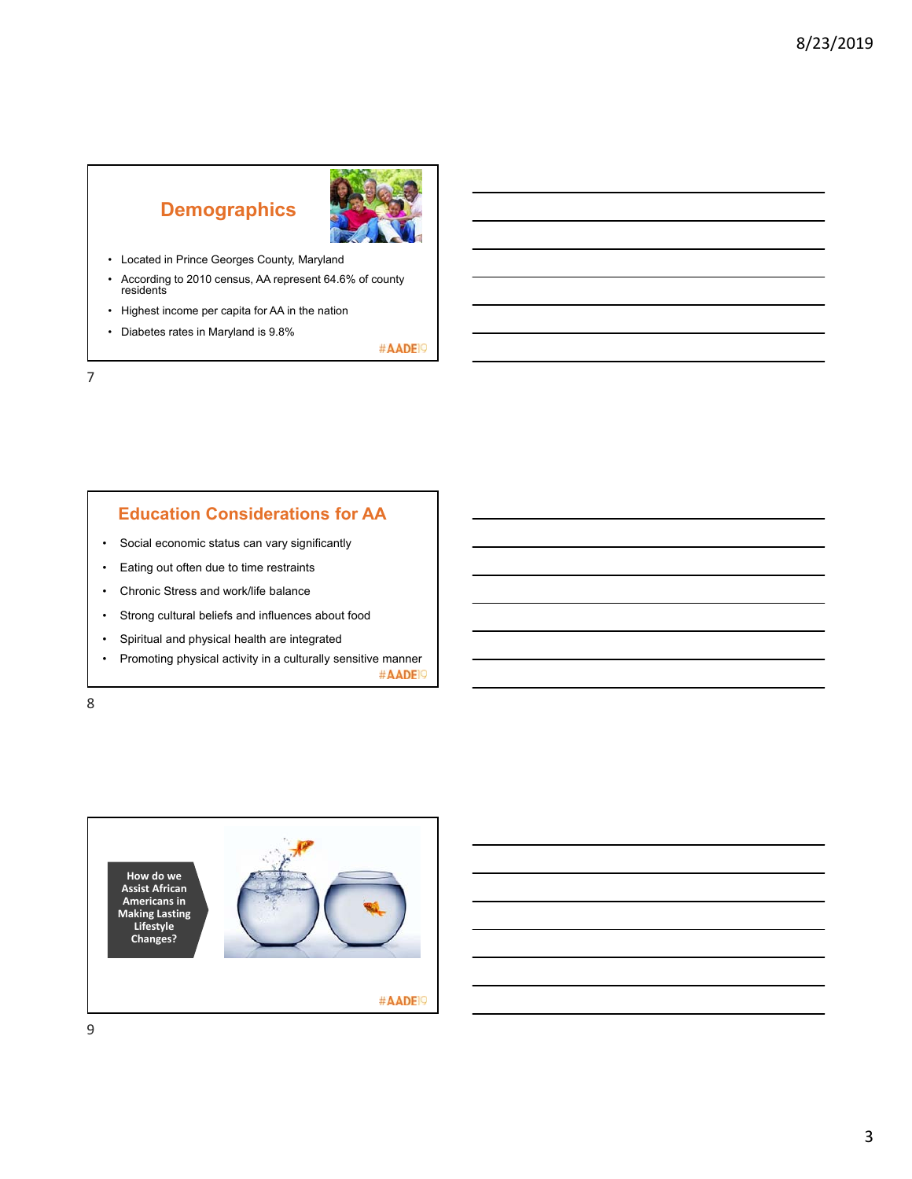## Demographics

- Located in Prince Georges County, Maryland
- According to 2010 census, AA represent 64.6% of county residents
- Highest income per capita for AA in the nation
- Diabetes rates in Maryland is 9.8%

#AADE19

## Education Considerations for AA

- Social economic status can vary significantly
- Eating out often due to time restraints
- Chronic Stress and work/life balance
- Strong cultural beliefs and influences about food
- Spiritual and physical health are integrated
- Promoting physical activity in a culturally sensitive manner

#AADE19

**How do we Assist African Americans in Making Lasting Lifestyle Changes?**

#AADE19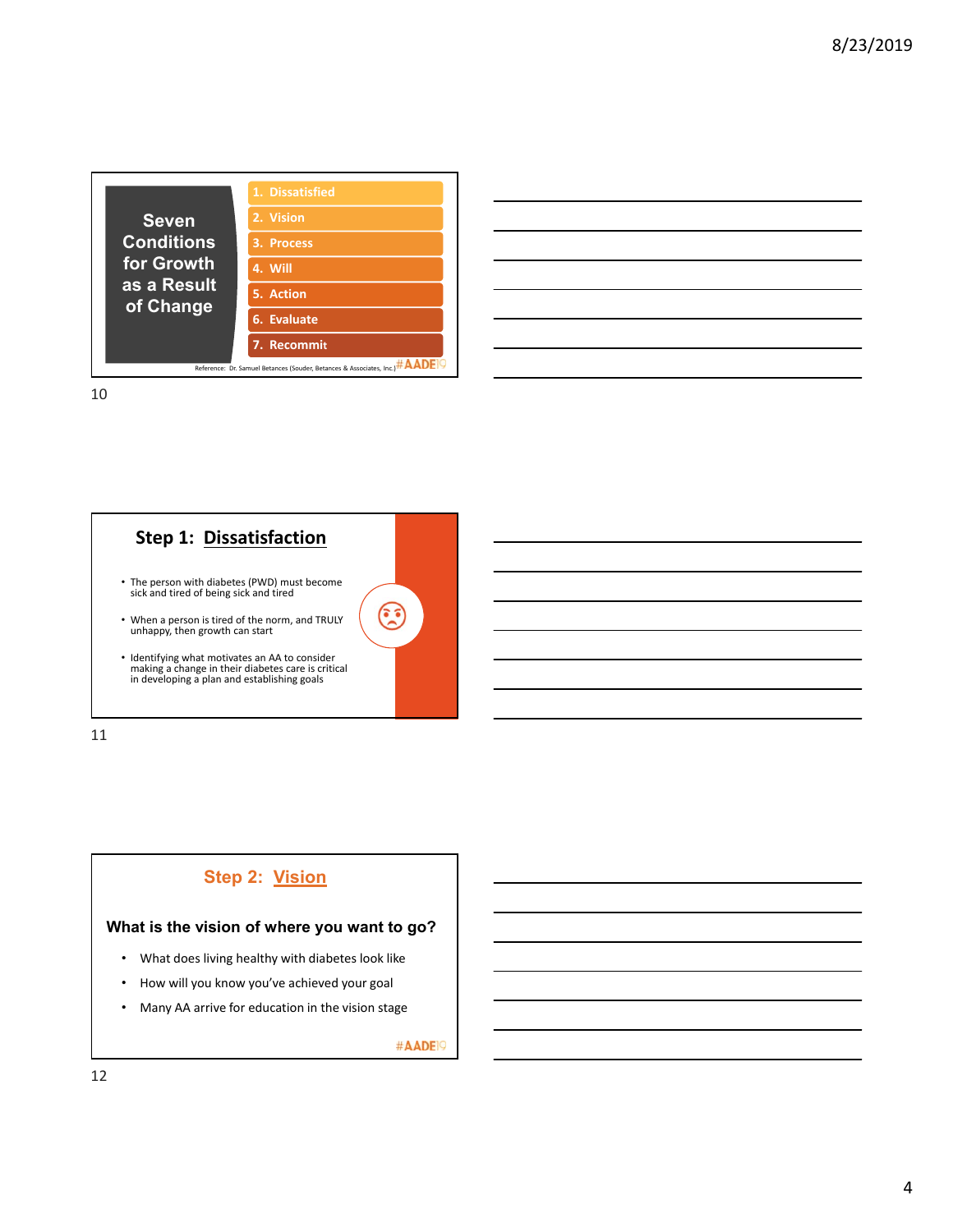## Seven Conditions for Growth as a Result of Change

1. Dissatisfied
2. Vision
3. Process
4. Will
5. Action
6. Evaluate
7. Recommit

Reference: Dr. Samuel Betances (Souder, Betances & Associates, Inc.)

#AADE19

## Step 1: Dissatisfaction

- The person with diabetes (PWD) must become sick and tired of being sick and tired
- When a person is tired of the norm, and TRULY unhappy, then growth can start
- Identifying what motivates an AA to consider making a change in their diabetes care is critical in developing a plan and establishing goals

## Step 2: Vision

**What is the vision of where you want to go?**

- What does living healthy with diabetes look like
- How will you know you've achieved your goal
- Many AA arrive for education in the vision stage

#AADE19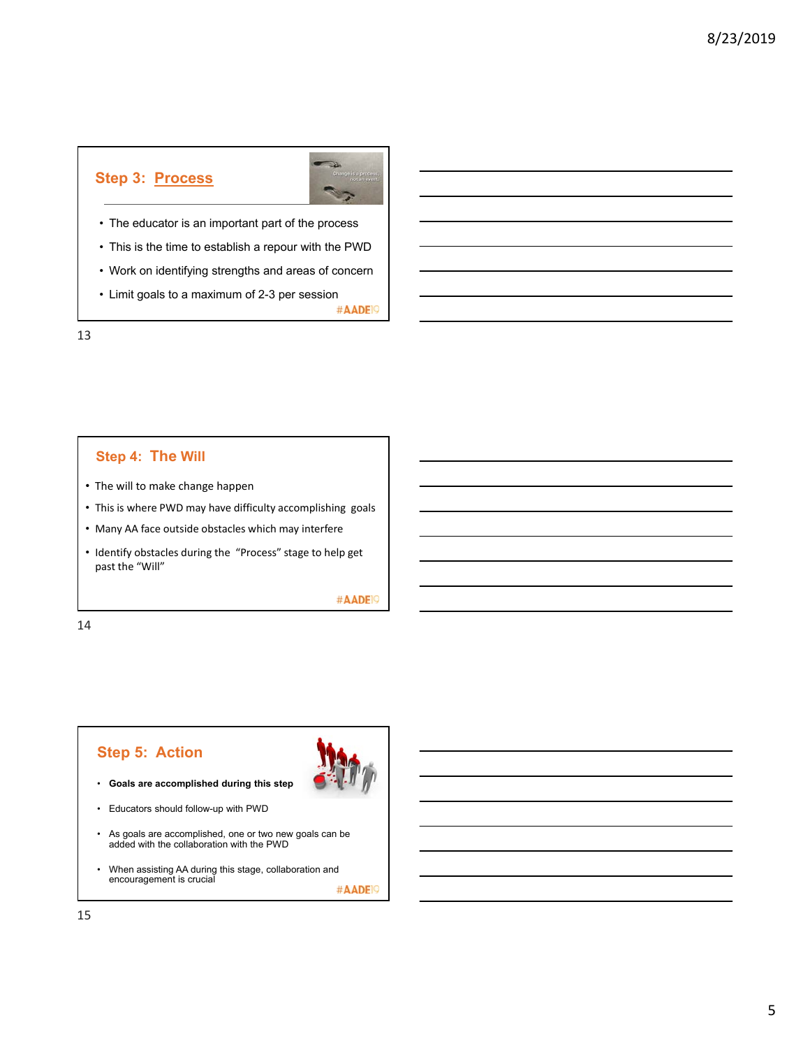## Step 3: Process

- The educator is an important part of the process
- This is the time to establish a repour with the PWD
- Work on identifying strengths and areas of concern
- Limit goals to a maximum of 2-3 per session

#AADE19

## Step 4: The Will

- The will to make change happen
- This is where PWD may have difficulty accomplishing goals
- Many AA face outside obstacles which may interfere
- Identify obstacles during the "Process" stage to help get past the "Will"

#AADE19

## Step 5: Action

- **Goals are accomplished during this step**
- Educators should follow-up with PWD
- As goals are accomplished, one or two new goals can be added with the collaboration with the PWD
- When assisting AA during this stage, collaboration and encouragement is crucial

#AADE19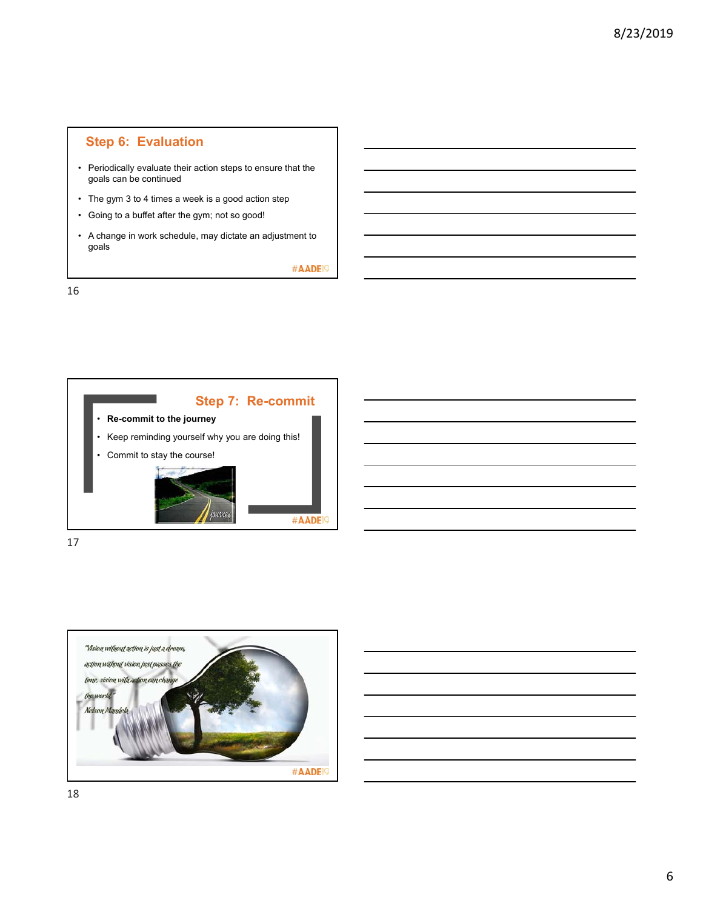## Step 6: Evaluation

- Periodically evaluate their action steps to ensure that the goals can be continued
- The gym 3 to 4 times a week is a good action step
- Going to a buffet after the gym; not so good!
- A change in work schedule, may dictate an adjustment to goals

#AADE19

## Step 7: Re-commit

- **Re-commit to the journey**
- Keep reminding yourself why you are doing this!
- Commit to stay the course!

#AADE19

"Vision without action is just a dream, action without vision just passes the time, vision with action can change the world."
Nelson Mandela

#AADE19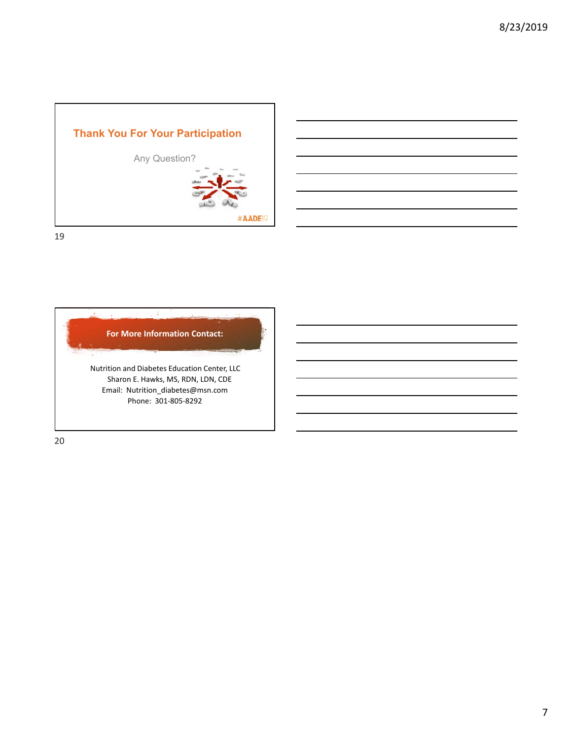## Thank You For Your Participation

Any Question?

#AADE19

## For More Information Contact:

Nutrition and Diabetes Education Center, LLC
Sharon E. Hawks, MS, RDN, LDN, CDE
Email: Nutrition_diabetes@msn.com
Phone: 301-805-8292